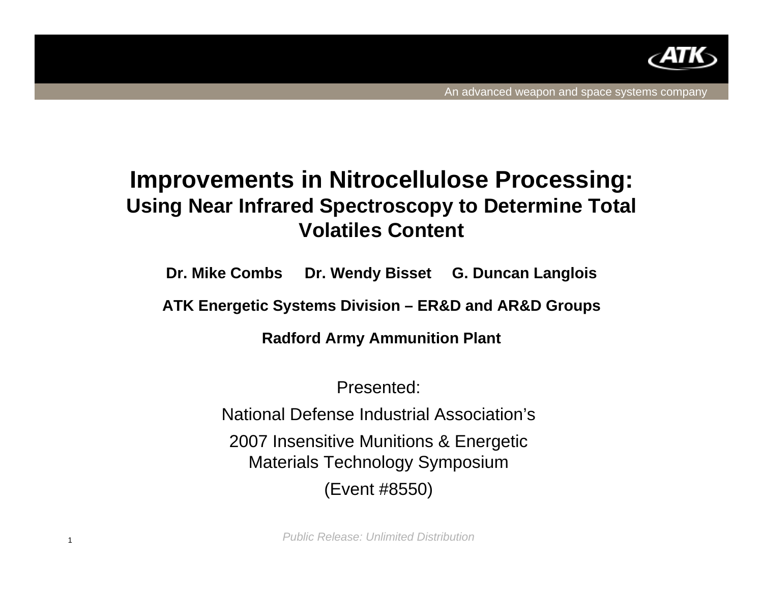# Improvements in Nitrocellulose Processing:

## Using Near Infrared Spectroscopy to Determine Total Volatiles Content

**Dr. Mike Combs     Dr. Wendy Bisset     G. Duncan Langlois**

**ATK Energetic Systems Division – ER&D and AR&D Groups**

**Radford Army Ammunition Plant**

Presented:

National Defense Industrial Association’s

2007 Insensitive Munitions & Energetic Materials Technology Symposium

(Event #8550)

*Public Release: Unlimited Distribution*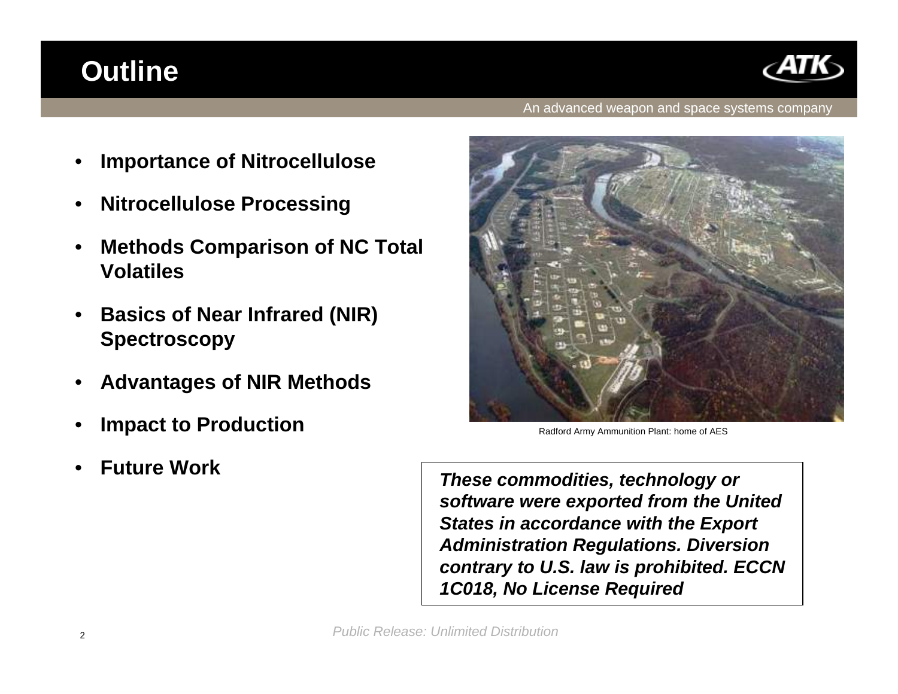# Outline

An advanced weapon and space systems company

- **Importance of Nitrocellulose**
- **Nitrocellulose Processing**
- **Methods Comparison of NC Total Volatiles**
- **Basics of Near Infrared (NIR) Spectroscopy**
- **Advantages of NIR Methods**
- **Impact to Production**
- **Future Work**

Radford Army Ammunition Plant: home of AES

***These commodities, technology or software were exported from the United States in accordance with the Export Administration Regulations. Diversion contrary to U.S. law is prohibited. ECCN 1C018, No License Required***

*Public Release: Unlimited Distribution*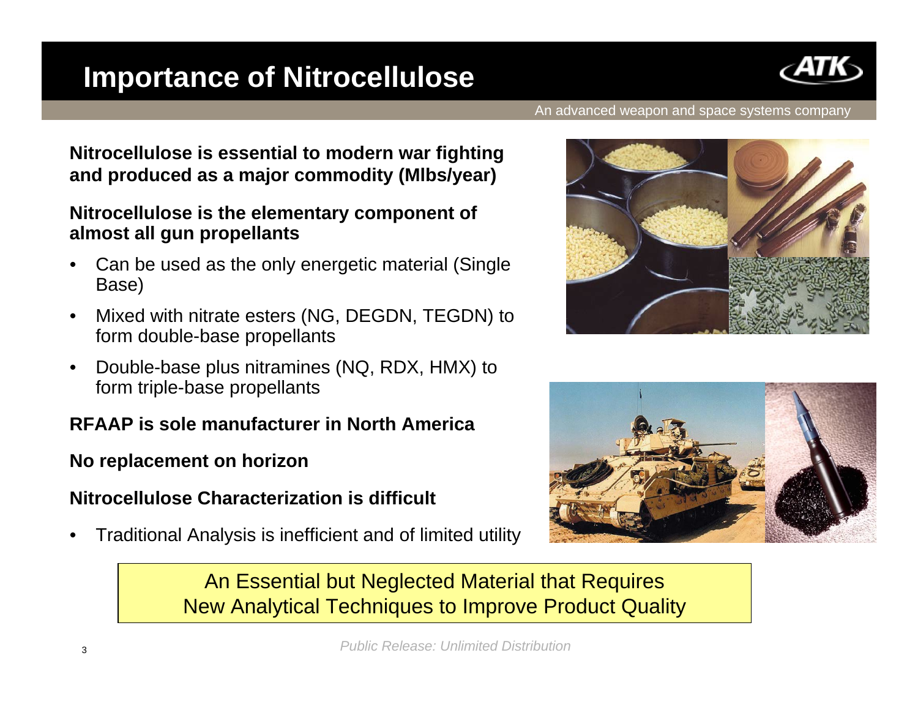# Importance of Nitrocellulose

An advanced weapon and space systems company

**Nitrocellulose is essential to modern war fighting and produced as a major commodity (Mlbs/year)**

**Nitrocellulose is the elementary component of almost all gun propellants**

- Can be used as the only energetic material (Single Base)
- Mixed with nitrate esters (NG, DEGDN, TEGDN) to form double-base propellants
- Double-base plus nitramines (NQ, RDX, HMX) to form triple-base propellants

**RFAAP is sole manufacturer in North America**

**No replacement on horizon**

**Nitrocellulose Characterization is difficult**

- Traditional Analysis is inefficient and of limited utility

An Essential but Neglected Material that Requires New Analytical Techniques to Improve Product Quality

*Public Release: Unlimited Distribution*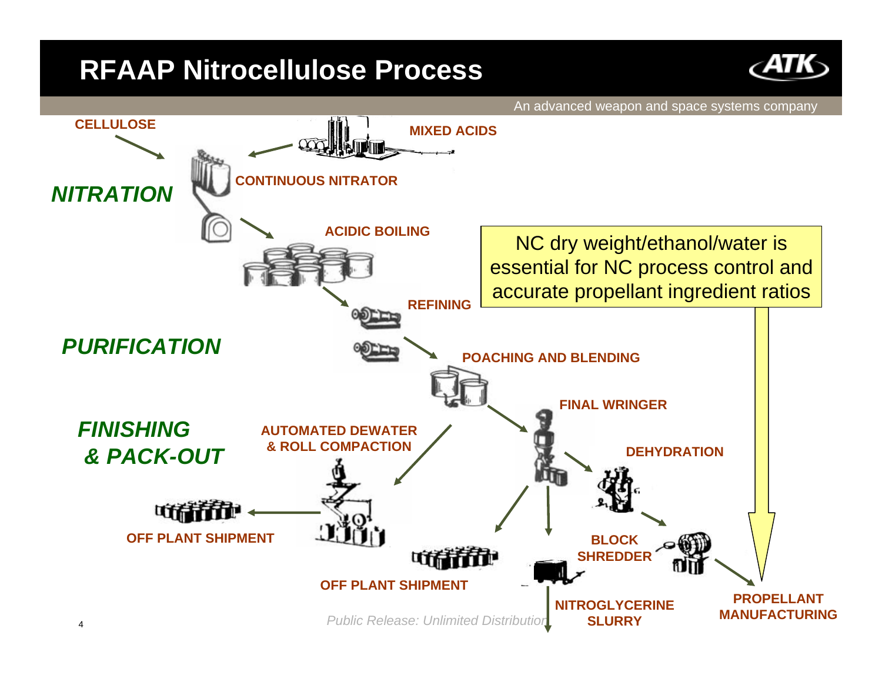# RFAAP Nitrocellulose Process

An advanced weapon and space systems company

CELLULOSE

MIXED ACIDS

CONTINUOUS NITRATOR

***NITRATION***

ACIDIC BOILING

NC dry weight/ethanol/water is essential for NC process control and accurate propellant ingredient ratios

REFINING

***PURIFICATION***

POACHING AND BLENDING

FINAL WRINGER

***FINISHING & PACK-OUT***

AUTOMATED DEWATER & ROLL COMPACTION

DEHYDRATION

OFF PLANT SHIPMENT

BLOCK SHREDDER

OFF PLANT SHIPMENT

NITROGLYCERINE SLURRY

PROPELLANT MANUFACTURING

*Public Release: Unlimited Distribution*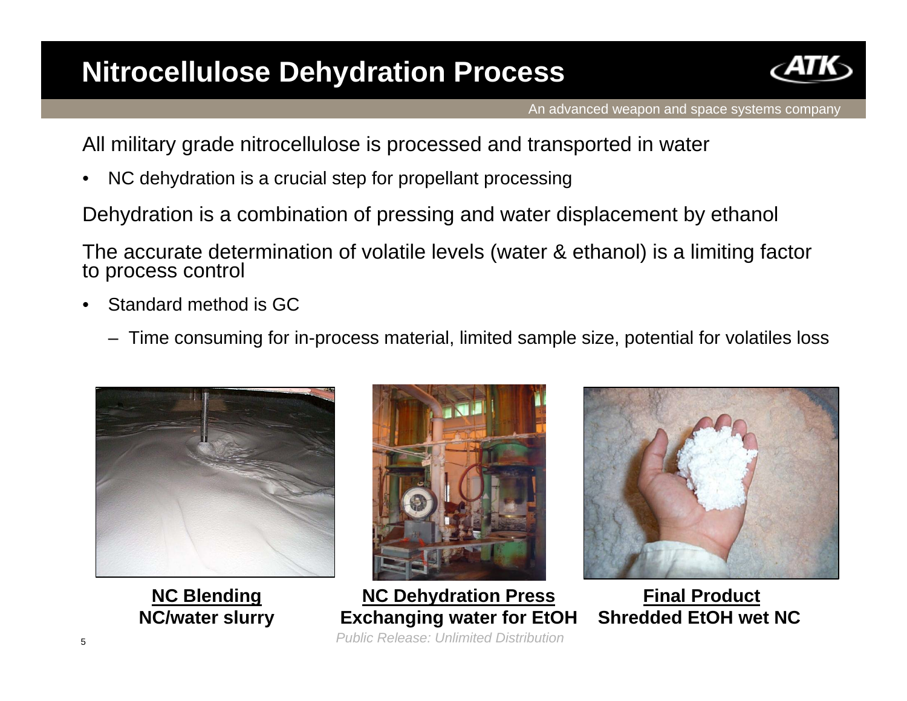# Nitrocellulose Dehydration Process

All military grade nitrocellulose is processed and transported in water

- NC dehydration is a crucial step for propellant processing

Dehydration is a combination of pressing and water displacement by ethanol

The accurate determination of volatile levels (water & ethanol) is a limiting factor to process control

- Standard method is GC
  - Time consuming for in-process material, limited sample size, potential for volatiles loss

**NC Blending**
**NC/water slurry**

**NC Dehydration Press**
**Exchanging water for EtOH**

**Final Product**
**Shredded EtOH wet NC**

*Public Release: Unlimited Distribution*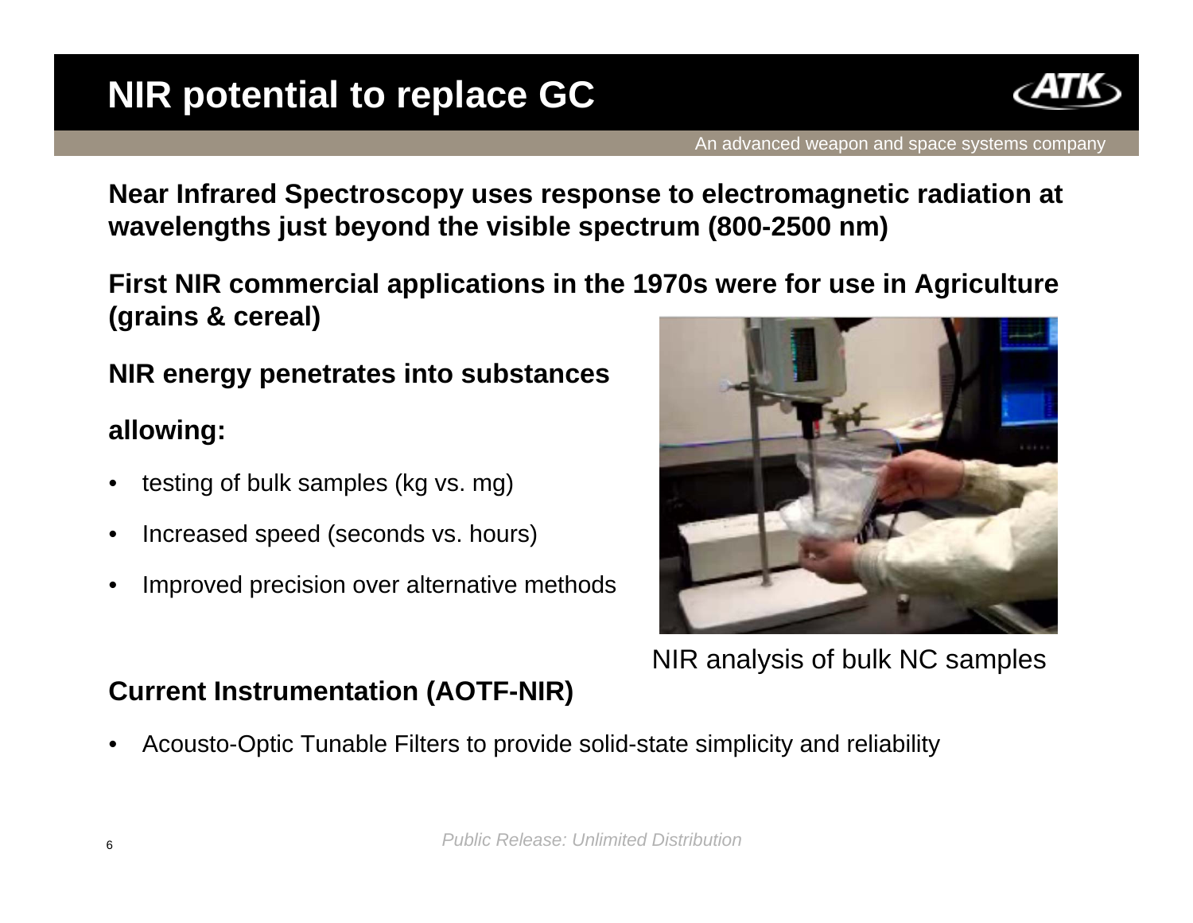# NIR potential to replace GC

An advanced weapon and space systems company

**Near Infrared Spectroscopy uses response to electromagnetic radiation at wavelengths just beyond the visible spectrum (800-2500 nm)**

**First NIR commercial applications in the 1970s were for use in Agriculture (grains & cereal)**

**NIR energy penetrates into substances**

**allowing:**

- testing of bulk samples (kg vs. mg)
- Increased speed (seconds vs. hours)
- Improved precision over alternative methods

NIR analysis of bulk NC samples

**Current Instrumentation (AOTF-NIR)**

- Acousto-Optic Tunable Filters to provide solid-state simplicity and reliability

*Public Release: Unlimited Distribution*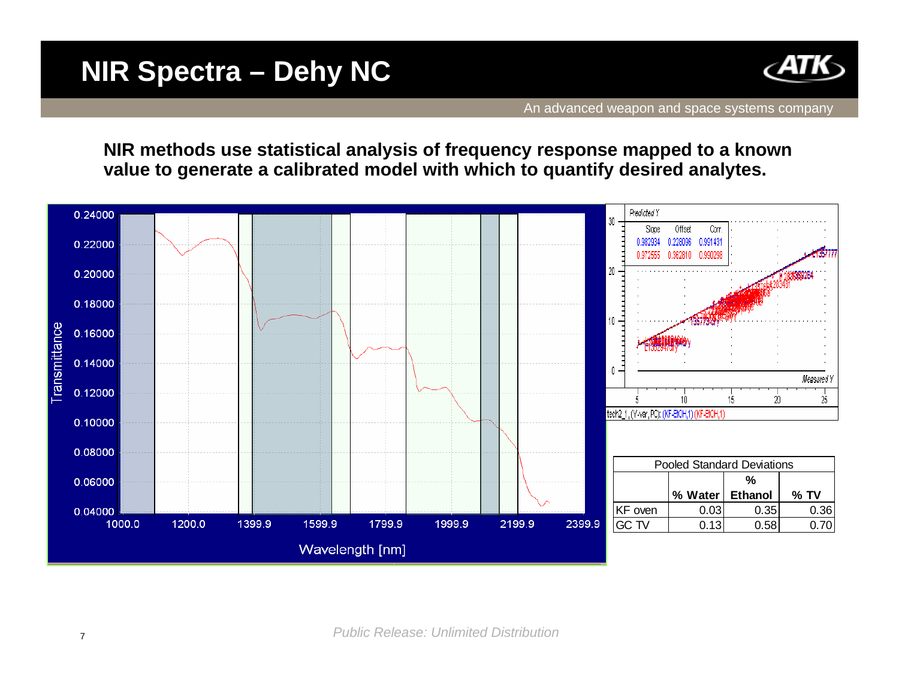# NIR Spectra – Dehy NC

**NIR methods use statistical analysis of frequency response mapped to a known value to generate a calibrated model with which to quantify desired analytes.**

| Pooled Standard Deviations | | | |
|---|---|---|---|
| | % Water | % Ethanol | % TV |
| KF oven | 0.03 | 0.35 | 0.36 |
| GC TV | 0.13 | 0.58 | 0.70 |

*Public Release: Unlimited Distribution*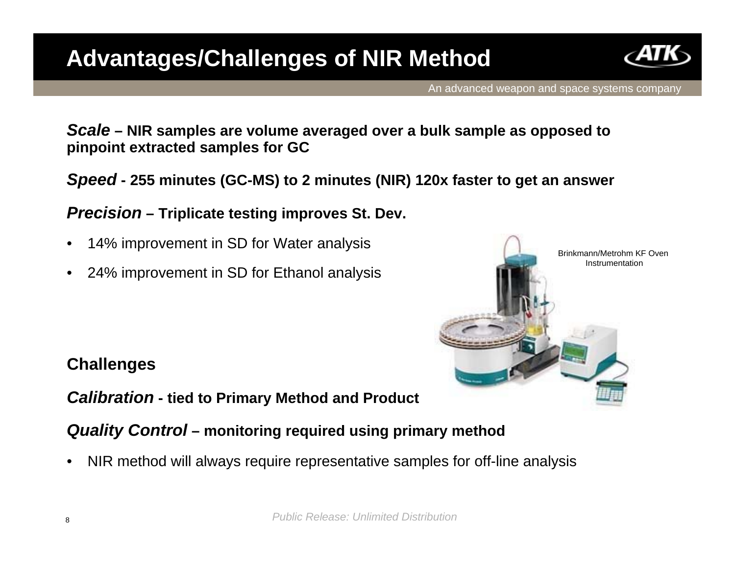# Advantages/Challenges of NIR Method

***Scale*** **– NIR samples are volume averaged over a bulk sample as opposed to pinpoint extracted samples for GC**

***Speed*** **- 255 minutes (GC-MS) to 2 minutes (NIR) 120x faster to get an answer**

***Precision*** **– Triplicate testing improves St. Dev.**

- 14% improvement in SD for Water analysis
- 24% improvement in SD for Ethanol analysis

Brinkmann/Metrohm KF Oven Instrumentation

**Challenges**

***Calibration*** **- tied to Primary Method and Product**

***Quality Control*** **– monitoring required using primary method**

- NIR method will always require representative samples for off-line analysis

*Public Release: Unlimited Distribution*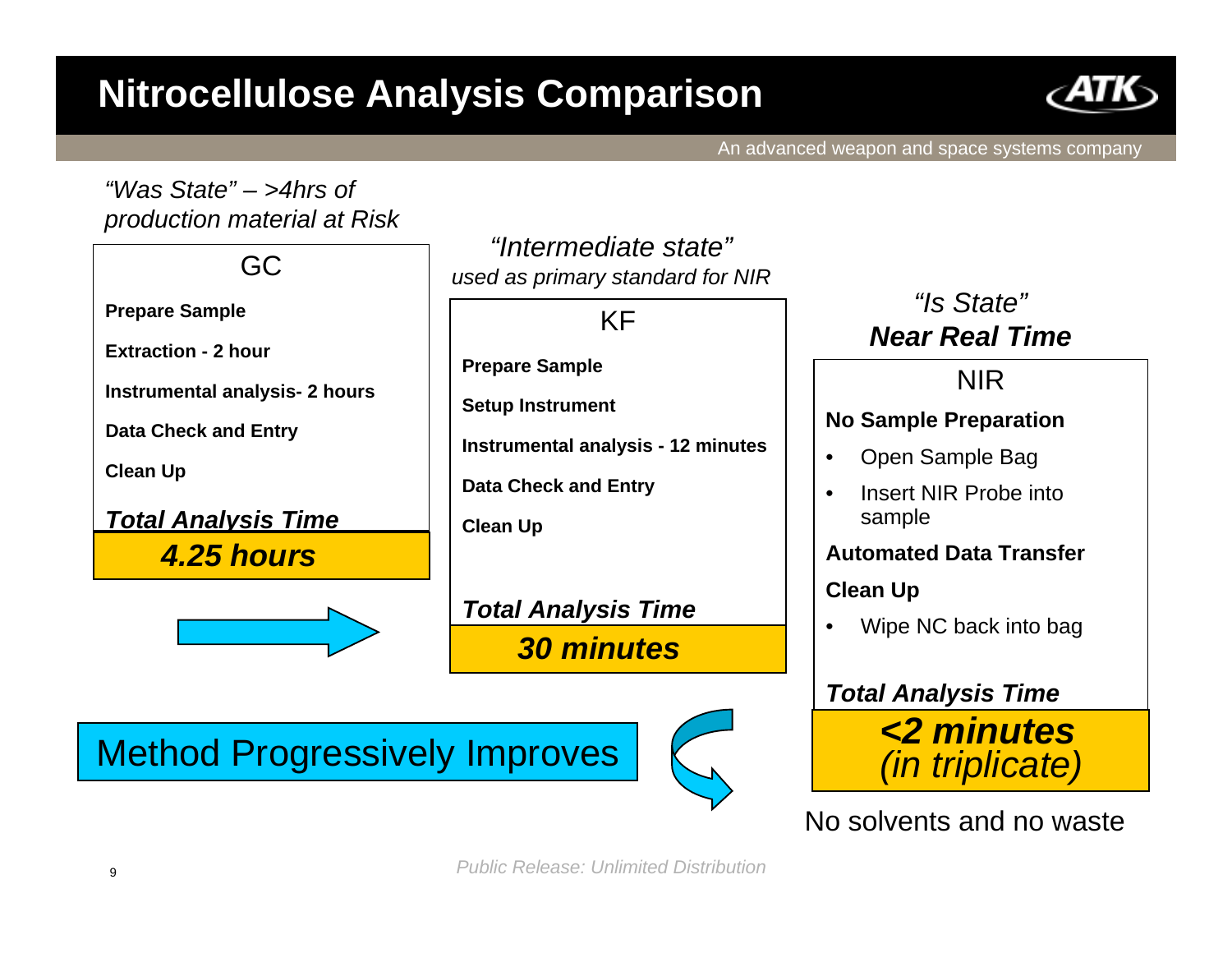# Nitrocellulose Analysis Comparison

An advanced weapon and space systems company

*"Was State" – >4hrs of production material at Risk*

### GC

**Prepare Sample**

**Extraction - 2 hour**

**Instrumental analysis- 2 hours**

**Data Check and Entry**

**Clean Up**

***Total Analysis Time***

***4.25 hours***

*"Intermediate state"*
*used as primary standard for NIR*

### KF

**Prepare Sample**

**Setup Instrument**

**Instrumental analysis - 12 minutes**

**Data Check and Entry**

**Clean Up**

***Total Analysis Time***

***30 minutes***

*"Is State"*
***Near Real Time***

### NIR

**No Sample Preparation**

- Open Sample Bag
- Insert NIR Probe into sample

**Automated Data Transfer**

**Clean Up**

- Wipe NC back into bag

***Total Analysis Time***

***<2 minutes***
*(in triplicate)*

No solvents and no waste

Method Progressively Improves

*Public Release: Unlimited Distribution*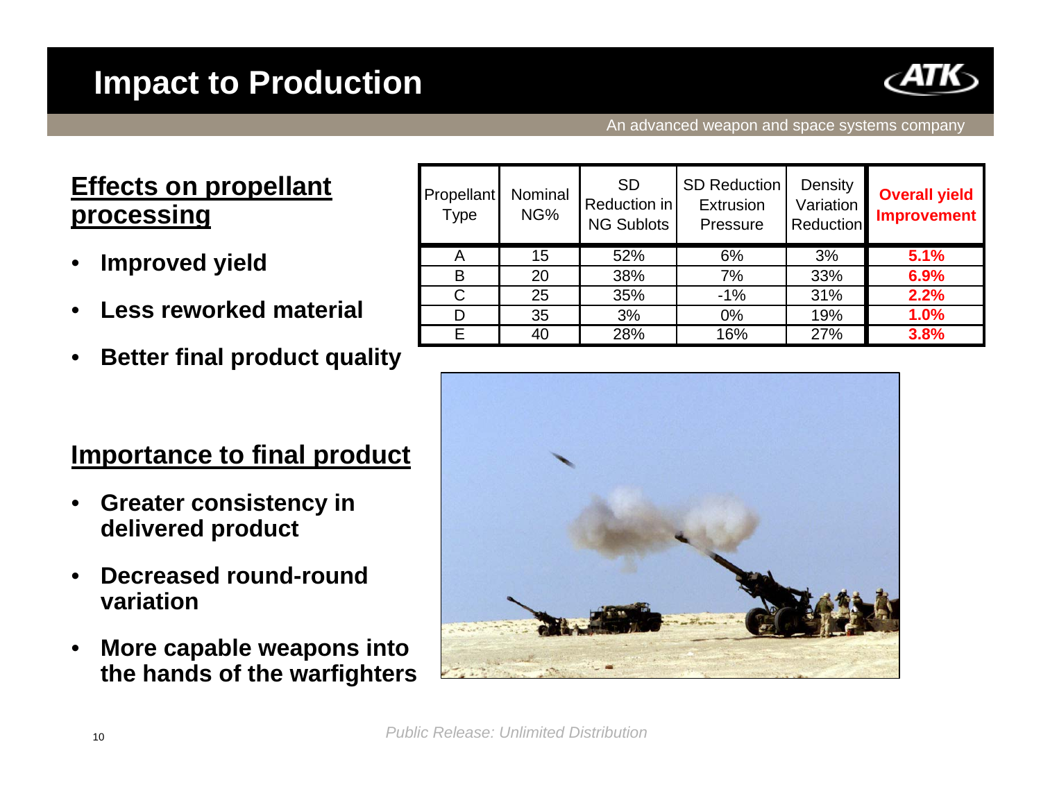# Impact to Production

An advanced weapon and space systems company

## Effects on propellant processing

- **Improved yield**
- **Less reworked material**
- **Better final product quality**

| Propellant Type | Nominal NG% | SD Reduction in NG Sublots | SD Reduction Extrusion Pressure | Density Variation Reduction | **Overall yield Improvement** |
|---|---|---|---|---|---|
| A | 15 | 52% | 6% | 3% | **5.1%** |
| B | 20 | 38% | 7% | 33% | **6.9%** |
| C | 25 | 35% | -1% | 31% | **2.2%** |
| D | 35 | 3% | 0% | 19% | **1.0%** |
| E | 40 | 28% | 16% | 27% | **3.8%** |

## Importance to final product

- **Greater consistency in delivered product**
- **Decreased round-round variation**
- **More capable weapons into the hands of the warfighters**

*Public Release: Unlimited Distribution*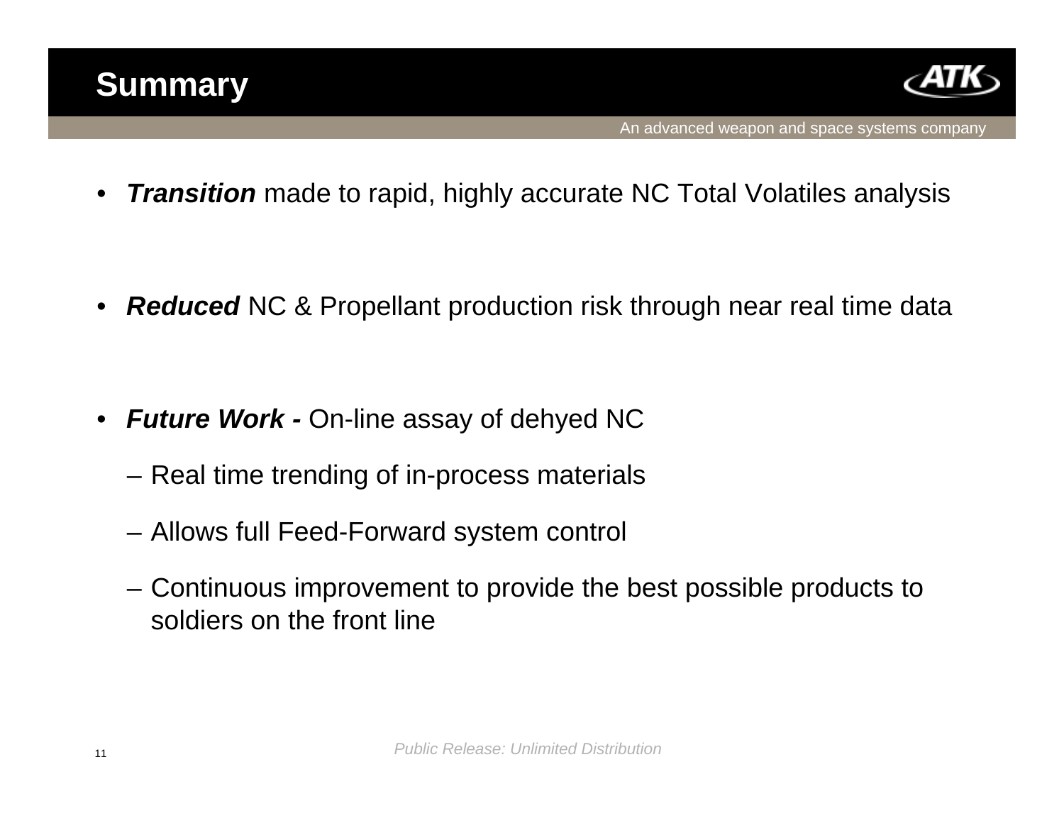# Summary

- ***Transition*** made to rapid, highly accurate NC Total Volatiles analysis

- ***Reduced*** NC & Propellant production risk through near real time data

- ***Future Work -*** On-line assay of dehyed NC
  - Real time trending of in-process materials
  - Allows full Feed-Forward system control
  - Continuous improvement to provide the best possible products to soldiers on the front line